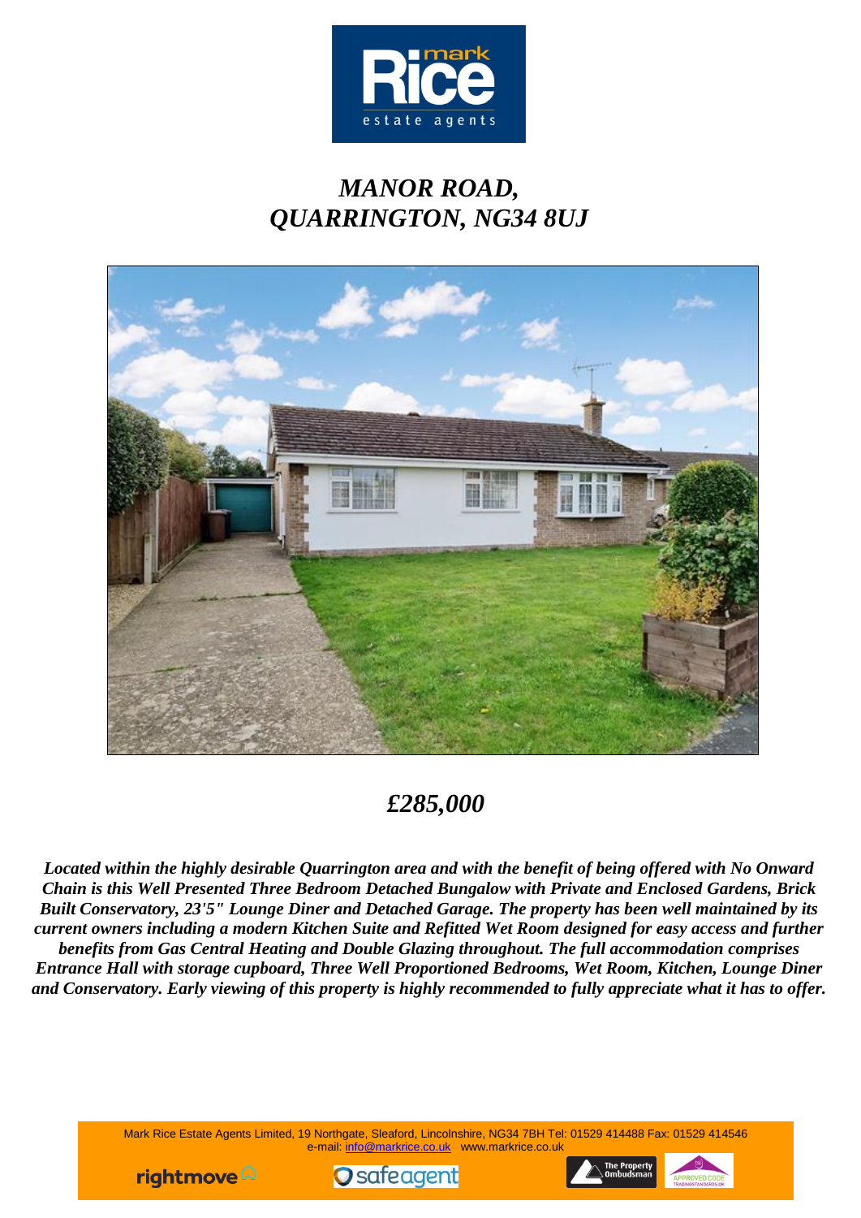# *MANOR ROAD, QUARRINGTON, NG34 8UJ*

## *£285,000*

***Located within the highly desirable Quarrington area and with the benefit of being offered with No Onward Chain is this Well Presented Three Bedroom Detached Bungalow with Private and Enclosed Gardens, Brick Built Conservatory, 23'5" Lounge Diner and Detached Garage. The property has been well maintained by its current owners including a modern Kitchen Suite and Refitted Wet Room designed for easy access and further benefits from Gas Central Heating and Double Glazing throughout. The full accommodation comprises Entrance Hall with storage cupboard, Three Well Proportioned Bedrooms, Wet Room, Kitchen, Lounge Diner and Conservatory. Early viewing of this property is highly recommended to fully appreciate what it has to offer.***

Mark Rice Estate Agents Limited, 19 Northgate, Sleaford, Lincolnshire, NG34 7BH Tel: 01529 414488 Fax: 01529 414546
e-mail: info@markrice.co.uk www.markrice.co.uk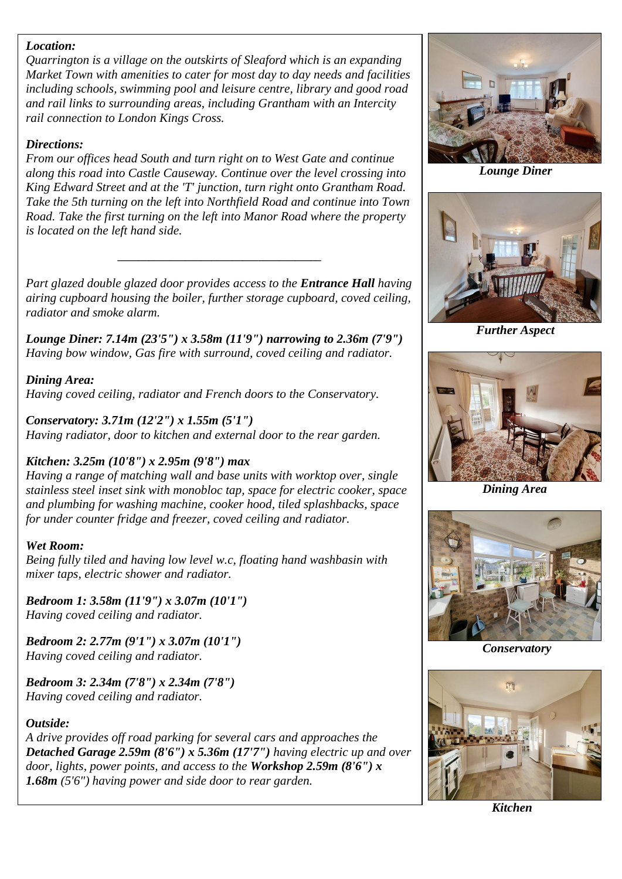***Location:***
*Quarrington is a village on the outskirts of Sleaford which is an expanding Market Town with amenities to cater for most day to day needs and facilities including schools, swimming pool and leisure centre, library and good road and rail links to surrounding areas, including Grantham with an Intercity rail connection to London Kings Cross.*

***Directions:***
*From our offices head South and turn right on to West Gate and continue along this road into Castle Causeway. Continue over the level crossing into King Edward Street and at the 'T' junction, turn right onto Grantham Road. Take the 5th turning on the left into Northfield Road and continue into Town Road. Take the first turning on the left into Manor Road where the property is located on the left hand side.*

---

*Part glazed double glazed door provides access to the* ***Entrance Hall*** *having airing cupboard housing the boiler, further storage cupboard, coved ceiling, radiator and smoke alarm.*

***Lounge Diner: 7.14m (23'5") x 3.58m (11'9") narrowing to 2.36m (7'9")***
*Having bow window, Gas fire with surround, coved ceiling and radiator.*

***Dining Area:***
*Having coved ceiling, radiator and French doors to the Conservatory.*

***Conservatory: 3.71m (12'2") x 1.55m (5'1")***
*Having radiator, door to kitchen and external door to the rear garden.*

***Kitchen: 3.25m (10'8") x 2.95m (9'8") max***
*Having a range of matching wall and base units with worktop over, single stainless steel inset sink with monobloc tap, space for electric cooker, space and plumbing for washing machine, cooker hood, tiled splashbacks, space for under counter fridge and freezer, coved ceiling and radiator.*

***Wet Room:***
*Being fully tiled and having low level w.c, floating hand washbasin with mixer taps, electric shower and radiator.*

***Bedroom 1: 3.58m (11'9") x 3.07m (10'1")***
*Having coved ceiling and radiator.*

***Bedroom 2: 2.77m (9'1") x 3.07m (10'1")***
*Having coved ceiling and radiator.*

***Bedroom 3: 2.34m (7'8") x 2.34m (7'8")***
*Having coved ceiling and radiator.*

***Outside:***
*A drive provides off road parking for several cars and approaches the* ***Detached Garage 2.59m (8'6") x 5.36m (17'7")*** *having electric up and over door, lights, power points, and access to the* ***Workshop 2.59m (8'6") x 1.68m*** *(5'6") having power and side door to rear garden.*

***Lounge Diner***

***Further Aspect***

***Dining Area***

***Conservatory***

***Kitchen***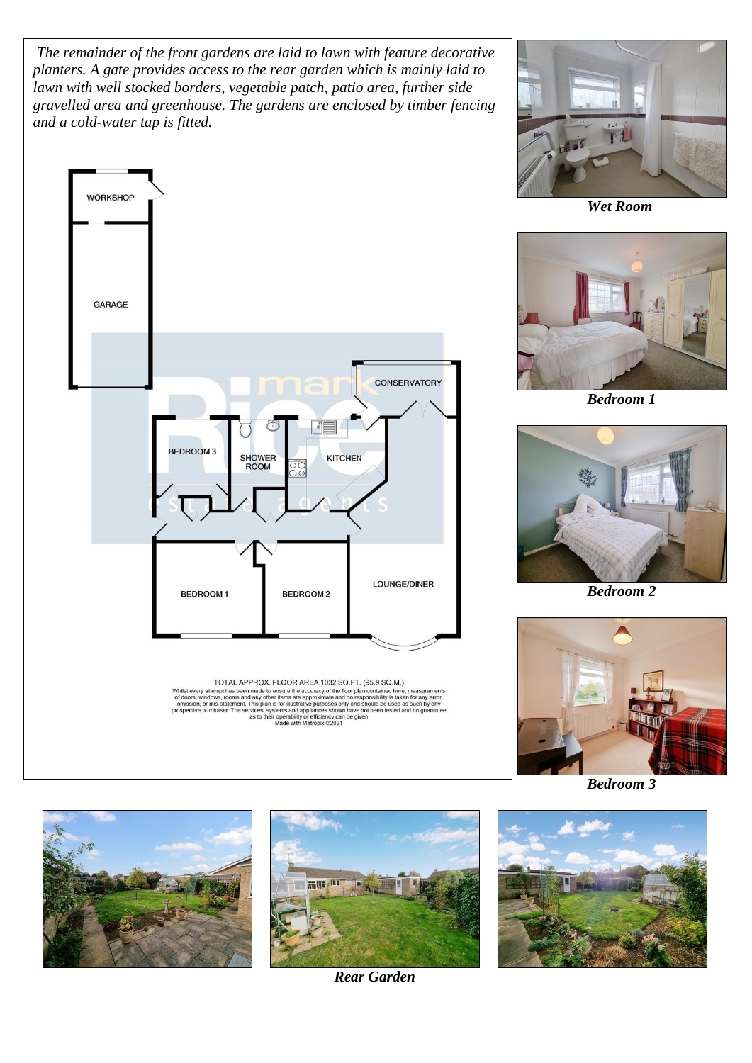*The remainder of the front gardens are laid to lawn with feature decorative planters. A gate provides access to the rear garden which is mainly laid to lawn with well stocked borders, vegetable patch, patio area, further side gravelled area and greenhouse. The gardens are enclosed by timber fencing and a cold-water tap is fitted.*

WORKSHOP

GARAGE

CONSERVATORY

BEDROOM 3

SHOWER ROOM

KITCHEN

BEDROOM 1

BEDROOM 2

LOUNGE/DINER

TOTAL APPROX. FLOOR AREA 1032 SQ.FT. (95.9 SQ.M.)
Whilst every attempt has been made to ensure the accuracy of the floor plan contained here, measurements of doors, windows, rooms and any other items are approximate and no responsibility is taken for any error, omission, or mis-statement. This plan is for illustrative purposes only and should be used as such by any prospective purchaser. The services, systems and appliances shown have not been tested and no guarantee as to their operability or efficiency can be given
Made with Metropix ©2021

***Wet Room***

***Bedroom 1***

***Bedroom 2***

***Bedroom 3***

***Rear Garden***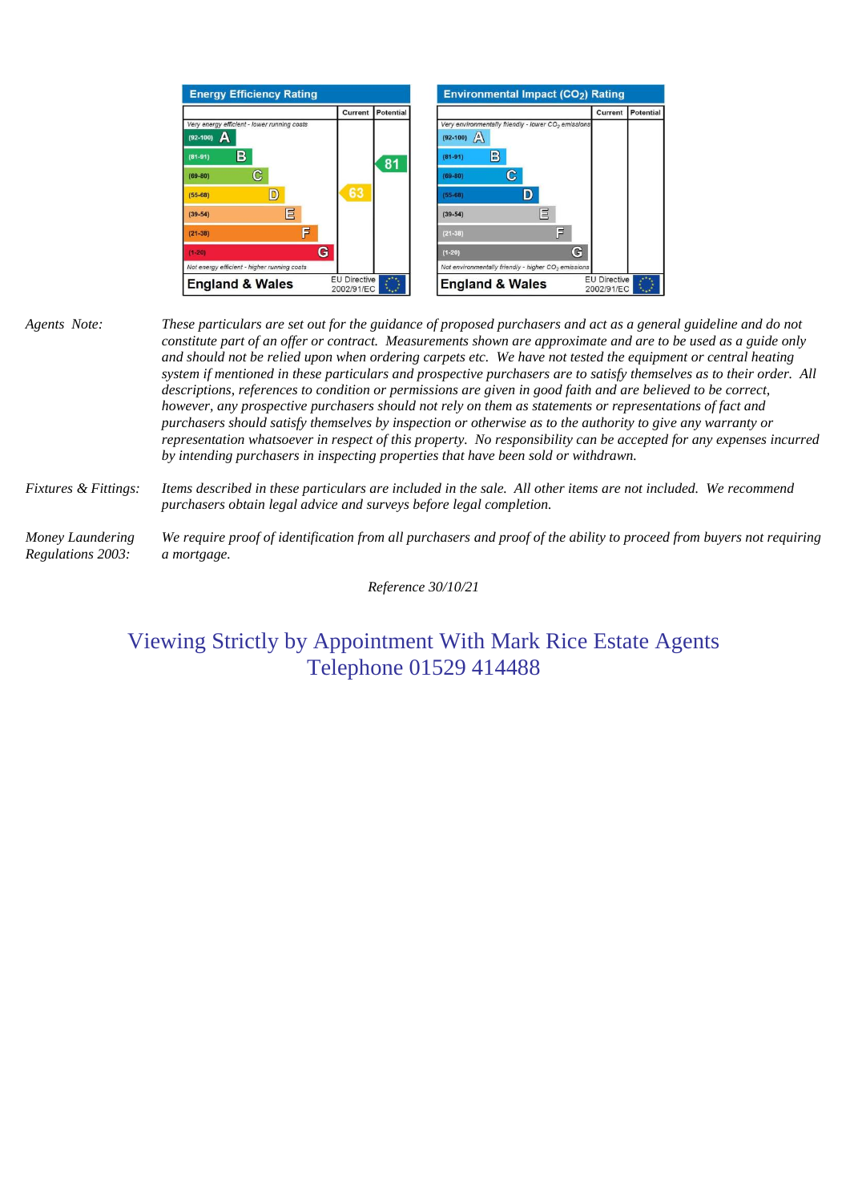Energy Efficiency Rating

Current | Potential

Very energy efficient - lower running costs

(92-100) A

(81-91) B

(69-80) C

(55-68) D

(39-54) E

(21-38) F

(1-20) G

Not energy efficient - higher running costs

63

81

England & Wales

EU Directive 2002/91/EC

Environmental Impact ($CO_2$) Rating

Current | Potential

Very environmentally friendly - lower $CO_2$ emissions

(92-100) A

(81-91) B

(69-80) C

(55-68) D

(39-54) E

(21-38) F

(1-20) G

Not environmentally friendly - higher $CO_2$ emissions

England & Wales

EU Directive 2002/91/EC

| | |
|---|---|
| *Agents Note:* | *These particulars are set out for the guidance of proposed purchasers and act as a general guideline and do not constitute part of an offer or contract. Measurements shown are approximate and are to be used as a guide only and should not be relied upon when ordering carpets etc. We have not tested the equipment or central heating system if mentioned in these particulars and prospective purchasers are to satisfy themselves as to their order. All descriptions, references to condition or permissions are given in good faith and are believed to be correct, however, any prospective purchasers should not rely on them as statements or representations of fact and purchasers should satisfy themselves by inspection or otherwise as to the authority to give any warranty or representation whatsoever in respect of this property. No responsibility can be accepted for any expenses incurred by intending purchasers in inspecting properties that have been sold or withdrawn.* |
| *Fixtures & Fittings:* | *Items described in these particulars are included in the sale. All other items are not included. We recommend purchasers obtain legal advice and surveys before legal completion.* |
| *Money Laundering Regulations 2003:* | *We require proof of identification from all purchasers and proof of the ability to proceed from buyers not requiring a mortgage.* |

*Reference 30/10/21*

Viewing Strictly by Appointment With Mark Rice Estate Agents
Telephone 01529 414488